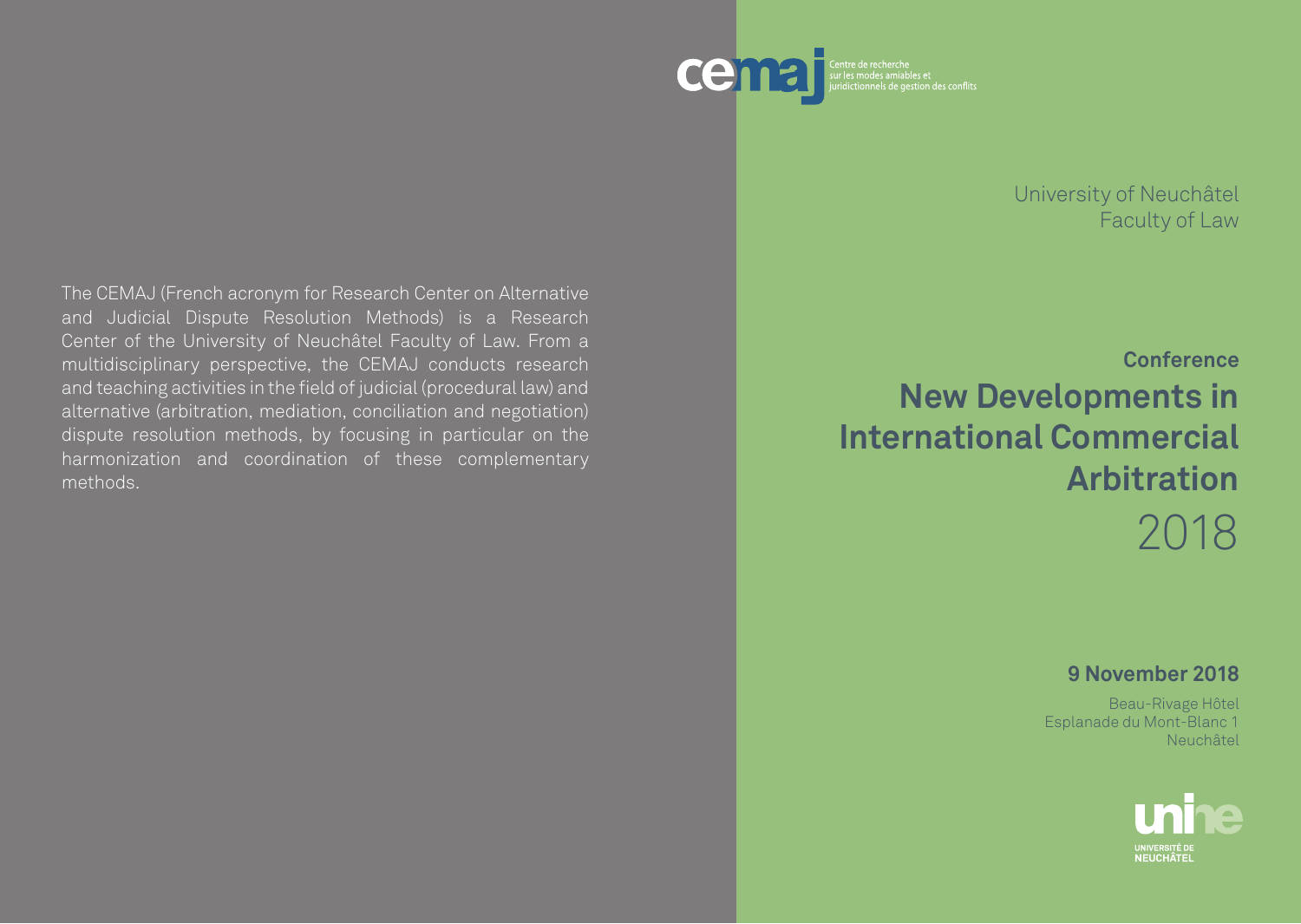cemaj

Centre de recherche sur les modes amiables et juridictionnels de gestion des conflits

The CEMAJ (French acronym for Research Center on Alternative and Judicial Dispute Resolution Methods) is a Research Center of the University of Neuchâtel Faculty of Law. From a multidisciplinary perspective, the CEMAJ conducts research and teaching activities in the field of judicial (procedural law) and alternative (arbitration, mediation, conciliation and negotiation) dispute resolution methods, by focusing in particular on the harmonization and coordination of these complementary methods.

University of Neuchâtel
Faculty of Law

**Conference**

# New Developments in International Commercial Arbitration

2018

**9 November 2018**

Beau-Rivage Hôtel
Esplanade du Mont-Blanc 1
Neuchâtel

unine
UNIVERSITÉ DE NEUCHÂTEL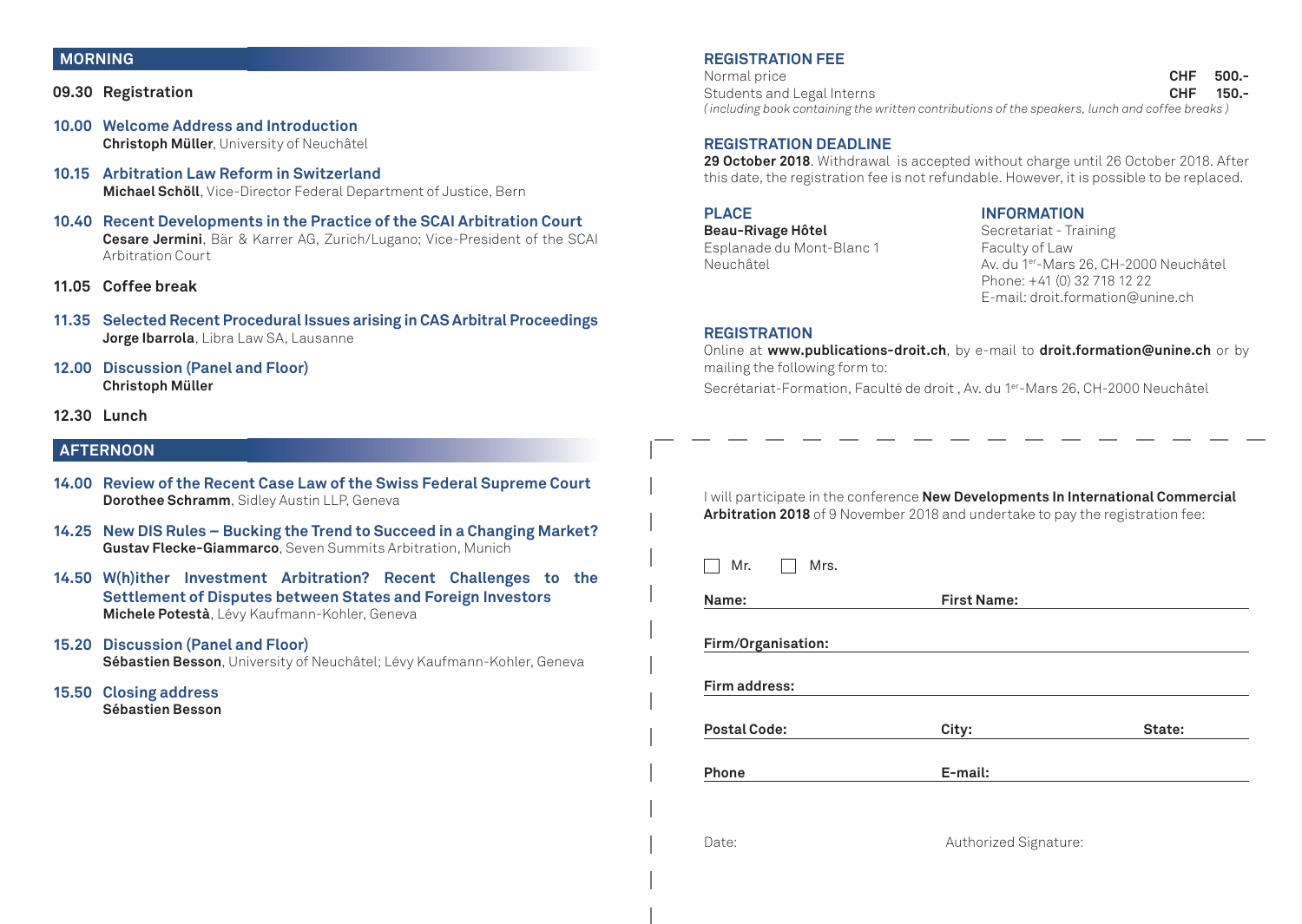## MORNING

**09.30 Registration**

**10.00 Welcome Address and Introduction**
**Christoph Müller**, University of Neuchâtel

**10.15 Arbitration Law Reform in Switzerland**
**Michael Schöll**, Vice-Director Federal Department of Justice, Bern

**10.40 Recent Developments in the Practice of the SCAI Arbitration Court**
**Cesare Jermini**, Bär & Karrer AG, Zurich/Lugano; Vice-President of the SCAI Arbitration Court

**11.05 Coffee break**

**11.35 Selected Recent Procedural Issues arising in CAS Arbitral Proceedings**
**Jorge Ibarrola**, Libra Law SA, Lausanne

**12.00 Discussion (Panel and Floor)**
**Christoph Müller**

**12.30 Lunch**

## AFTERNOON

**14.00 Review of the Recent Case Law of the Swiss Federal Supreme Court**
**Dorothee Schramm**, Sidley Austin LLP, Geneva

**14.25 New DIS Rules – Bucking the Trend to Succeed in a Changing Market?**
**Gustav Flecke-Giammarco**, Seven Summits Arbitration, Munich

**14.50 W(h)ither Investment Arbitration? Recent Challenges to the Settlement of Disputes between States and Foreign Investors**
**Michele Potestà**, Lévy Kaufmann-Kohler, Geneva

**15.20 Discussion (Panel and Floor)**
**Sébastien Besson**, University of Neuchâtel; Lévy Kaufmann-Kohler, Geneva

**15.50 Closing address**
**Sébastien Besson**

## REGISTRATION FEE

| | |
|---|---|
| Normal price | **CHF 500.-** |
| Students and Legal Interns | **CHF 150.-** |

*(including book containing the written contributions of the speakers, lunch and coffee breaks)*

## REGISTRATION DEADLINE

**29 October 2018**. Withdrawal is accepted without charge until 26 October 2018. After this date, the registration fee is not refundable. However, it is possible to be replaced.

## PLACE

**Beau-Rivage Hôtel**
Esplanade du Mont-Blanc 1
Neuchâtel

## INFORMATION

Secretariat - Training
Faculty of Law
Av. du 1er-Mars 26, CH-2000 Neuchâtel
Phone: +41 (0) 32 718 12 22
E-mail: droit.formation@unine.ch

## REGISTRATION

Online at **www.publications-droit.ch**, by e-mail to **droit.formation@unine.ch** or by mailing the following form to:

Secrétariat-Formation, Faculté de droit , Av. du 1er-Mars 26, CH-2000 Neuchâtel

---

I will participate in the conference **New Developments In International Commercial Arbitration 2018** of 9 November 2018 and undertake to pay the registration fee:

☐ Mr. ☐ Mrs.

**Name:** **First Name:**

**Firm/Organisation:**

**Firm address:**

**Postal Code:** **City:** **State:**

**Phone** **E-mail:**

Date: Authorized Signature: